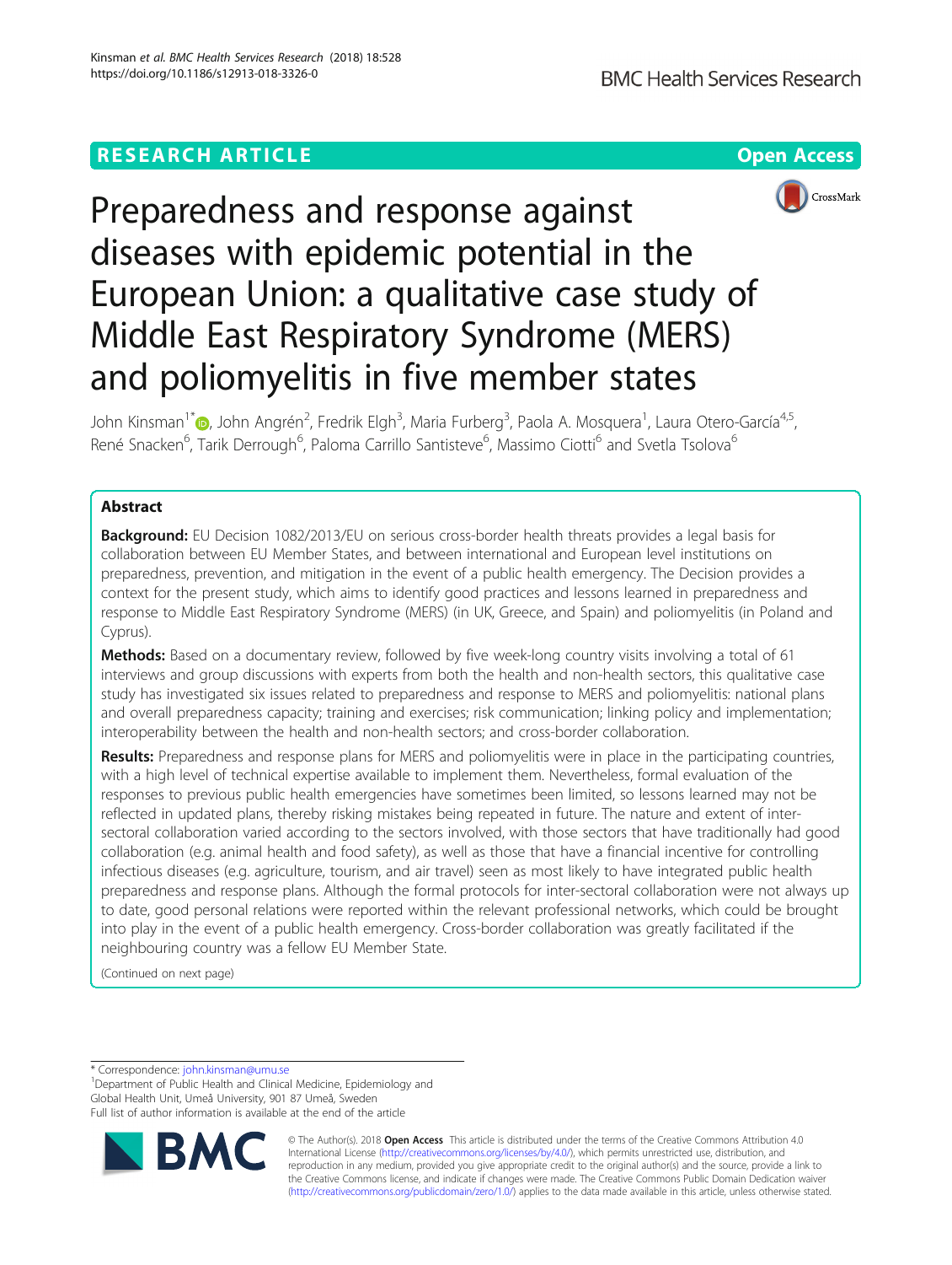RESEARCH ARTICLE

Open Access

# Preparedness and response against diseases with epidemic potential in the European Union: a qualitative case study of Middle East Respiratory Syndrome (MERS) and poliomyelitis in five member states

John Kinsman[1*], John Angrén[2], Fredrik Elgh[3], Maria Furberg[3], Paola A. Mosquera[1], Laura Otero-García[4,5], René Snacken[6], Tarik Derrough[6], Paloma Carrillo Santisteve[6], Massimo Ciotti[6] and Svetla Tsolova[6]

## Abstract

**Background:** EU Decision 1082/2013/EU on serious cross-border health threats provides a legal basis for collaboration between EU Member States, and between international and European level institutions on preparedness, prevention, and mitigation in the event of a public health emergency. The Decision provides a context for the present study, which aims to identify good practices and lessons learned in preparedness and response to Middle East Respiratory Syndrome (MERS) (in UK, Greece, and Spain) and poliomyelitis (in Poland and Cyprus).

**Methods:** Based on a documentary review, followed by five week-long country visits involving a total of 61 interviews and group discussions with experts from both the health and non-health sectors, this qualitative case study has investigated six issues related to preparedness and response to MERS and poliomyelitis: national plans and overall preparedness capacity; training and exercises; risk communication; linking policy and implementation; interoperability between the health and non-health sectors; and cross-border collaboration.

**Results:** Preparedness and response plans for MERS and poliomyelitis were in place in the participating countries, with a high level of technical expertise available to implement them. Nevertheless, formal evaluation of the responses to previous public health emergencies have sometimes been limited, so lessons learned may not be reflected in updated plans, thereby risking mistakes being repeated in future. The nature and extent of inter-sectoral collaboration varied according to the sectors involved, with those sectors that have traditionally had good collaboration (e.g. animal health and food safety), as well as those that have a financial incentive for controlling infectious diseases (e.g. agriculture, tourism, and air travel) seen as most likely to have integrated public health preparedness and response plans. Although the formal protocols for inter-sectoral collaboration were not always up to date, good personal relations were reported within the relevant professional networks, which could be brought into play in the event of a public health emergency. Cross-border collaboration was greatly facilitated if the neighbouring country was a fellow EU Member State.

(Continued on next page)

\* Correspondence: john.kinsman@umu.se

[1]Department of Public Health and Clinical Medicine, Epidemiology and Global Health Unit, Umeå University, 901 87 Umeå, Sweden

Full list of author information is available at the end of the article

© The Author(s). 2018 **Open Access** This article is distributed under the terms of the Creative Commons Attribution 4.0 International License (http://creativecommons.org/licenses/by/4.0/), which permits unrestricted use, distribution, and reproduction in any medium, provided you give appropriate credit to the original author(s) and the source, provide a link to the Creative Commons license, and indicate if changes were made. The Creative Commons Public Domain Dedication waiver (http://creativecommons.org/publicdomain/zero/1.0/) applies to the data made available in this article, unless otherwise stated.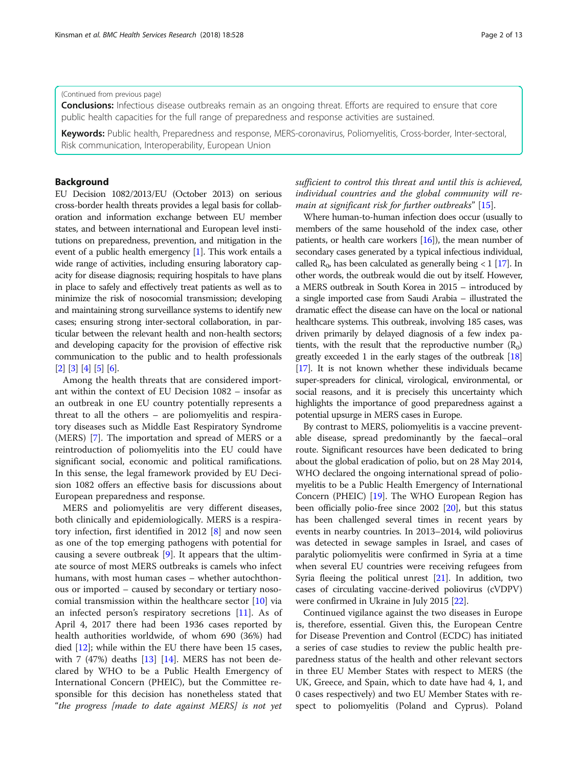(Continued from previous page)

**Conclusions:** Infectious disease outbreaks remain as an ongoing threat. Efforts are required to ensure that core public health capacities for the full range of preparedness and response activities are sustained.

**Keywords:** Public health, Preparedness and response, MERS-coronavirus, Poliomyelitis, Cross-border, Inter-sectoral, Risk communication, Interoperability, European Union

## Background

EU Decision 1082/2013/EU (October 2013) on serious cross-border health threats provides a legal basis for collaboration and information exchange between EU member states, and between international and European level institutions on preparedness, prevention, and mitigation in the event of a public health emergency [1]. This work entails a wide range of activities, including ensuring laboratory capacity for disease diagnosis; requiring hospitals to have plans in place to safely and effectively treat patients as well as to minimize the risk of nosocomial transmission; developing and maintaining strong surveillance systems to identify new cases; ensuring strong inter-sectoral collaboration, in particular between the relevant health and non-health sectors; and developing capacity for the provision of effective risk communication to the public and to health professionals [2] [3] [4] [5] [6].

Among the health threats that are considered important within the context of EU Decision 1082 – insofar as an outbreak in one EU country potentially represents a threat to all the others – are poliomyelitis and respiratory diseases such as Middle East Respiratory Syndrome (MERS) [7]. The importation and spread of MERS or a reintroduction of poliomyelitis into the EU could have significant social, economic and political ramifications. In this sense, the legal framework provided by EU Decision 1082 offers an effective basis for discussions about European preparedness and response.

MERS and poliomyelitis are very different diseases, both clinically and epidemiologically. MERS is a respiratory infection, first identified in 2012 [8] and now seen as one of the top emerging pathogens with potential for causing a severe outbreak [9]. It appears that the ultimate source of most MERS outbreaks is camels who infect humans, with most human cases – whether autochthonous or imported – caused by secondary or tertiary nosocomial transmission within the healthcare sector [10] via an infected person's respiratory secretions [11]. As of April 4, 2017 there had been 1936 cases reported by health authorities worldwide, of whom 690 (36%) had died [12]; while within the EU there have been 15 cases, with 7 (47%) deaths [13] [14]. MERS has not been declared by WHO to be a Public Health Emergency of International Concern (PHEIC), but the Committee responsible for this decision has nonetheless stated that "*the progress [made to date against MERS] is not yet sufficient to control this threat and until this is achieved, individual countries and the global community will remain at significant risk for further outbreaks*" [15].

Where human-to-human infection does occur (usually to members of the same household of the index case, other patients, or health care workers [16]), the mean number of secondary cases generated by a typical infectious individual, called $R_0$, has been calculated as generally being < 1 [17]. In other words, the outbreak would die out by itself. However, a MERS outbreak in South Korea in 2015 – introduced by a single imported case from Saudi Arabia – illustrated the dramatic effect the disease can have on the local or national healthcare systems. This outbreak, involving 185 cases, was driven primarily by delayed diagnosis of a few index patients, with the result that the reproductive number ($R_0$) greatly exceeded 1 in the early stages of the outbreak [18] [17]. It is not known whether these individuals became super-spreaders for clinical, virological, environmental, or social reasons, and it is precisely this uncertainty which highlights the importance of good preparedness against a potential upsurge in MERS cases in Europe.

By contrast to MERS, poliomyelitis is a vaccine preventable disease, spread predominantly by the faecal–oral route. Significant resources have been dedicated to bring about the global eradication of polio, but on 28 May 2014, WHO declared the ongoing international spread of poliomyelitis to be a Public Health Emergency of International Concern (PHEIC) [19]. The WHO European Region has been officially polio-free since 2002 [20], but this status has been challenged several times in recent years by events in nearby countries. In 2013–2014, wild poliovirus was detected in sewage samples in Israel, and cases of paralytic poliomyelitis were confirmed in Syria at a time when several EU countries were receiving refugees from Syria fleeing the political unrest [21]. In addition, two cases of circulating vaccine-derived poliovirus (cVDPV) were confirmed in Ukraine in July 2015 [22].

Continued vigilance against the two diseases in Europe is, therefore, essential. Given this, the European Centre for Disease Prevention and Control (ECDC) has initiated a series of case studies to review the public health preparedness status of the health and other relevant sectors in three EU Member States with respect to MERS (the UK, Greece, and Spain, which to date have had 4, 1, and 0 cases respectively) and two EU Member States with respect to poliomyelitis (Poland and Cyprus). Poland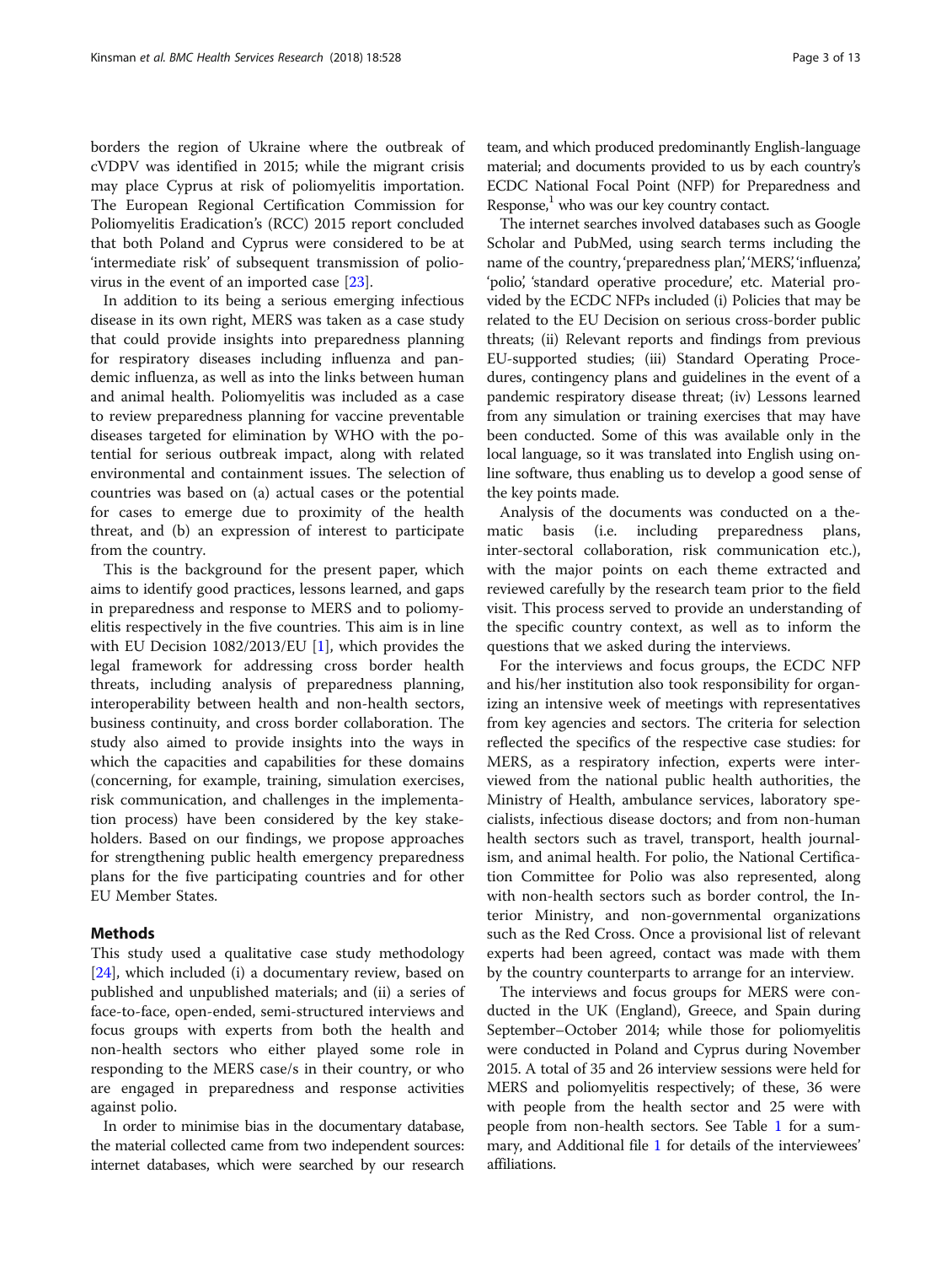borders the region of Ukraine where the outbreak of cVDPV was identified in 2015; while the migrant crisis may place Cyprus at risk of poliomyelitis importation. The European Regional Certification Commission for Poliomyelitis Eradication's (RCC) 2015 report concluded that both Poland and Cyprus were considered to be at 'intermediate risk' of subsequent transmission of poliovirus in the event of an imported case [23].

In addition to its being a serious emerging infectious disease in its own right, MERS was taken as a case study that could provide insights into preparedness planning for respiratory diseases including influenza and pandemic influenza, as well as into the links between human and animal health. Poliomyelitis was included as a case to review preparedness planning for vaccine preventable diseases targeted for elimination by WHO with the potential for serious outbreak impact, along with related environmental and containment issues. The selection of countries was based on (a) actual cases or the potential for cases to emerge due to proximity of the health threat, and (b) an expression of interest to participate from the country.

This is the background for the present paper, which aims to identify good practices, lessons learned, and gaps in preparedness and response to MERS and to poliomyelitis respectively in the five countries. This aim is in line with EU Decision 1082/2013/EU [1], which provides the legal framework for addressing cross border health threats, including analysis of preparedness planning, interoperability between health and non-health sectors, business continuity, and cross border collaboration. The study also aimed to provide insights into the ways in which the capacities and capabilities for these domains (concerning, for example, training, simulation exercises, risk communication, and challenges in the implementation process) have been considered by the key stakeholders. Based on our findings, we propose approaches for strengthening public health emergency preparedness plans for the five participating countries and for other EU Member States.

## Methods

This study used a qualitative case study methodology [24], which included (i) a documentary review, based on published and unpublished materials; and (ii) a series of face-to-face, open-ended, semi-structured interviews and focus groups with experts from both the health and non-health sectors who either played some role in responding to the MERS case/s in their country, or who are engaged in preparedness and response activities against polio.

In order to minimise bias in the documentary database, the material collected came from two independent sources: internet databases, which were searched by our research team, and which produced predominantly English-language material; and documents provided to us by each country's ECDC National Focal Point (NFP) for Preparedness and Response,[1] who was our key country contact.

The internet searches involved databases such as Google Scholar and PubMed, using search terms including the name of the country, 'preparedness plan', 'MERS', 'influenza', 'polio', 'standard operative procedure', etc. Material provided by the ECDC NFPs included (i) Policies that may be related to the EU Decision on serious cross-border public threats; (ii) Relevant reports and findings from previous EU-supported studies; (iii) Standard Operating Procedures, contingency plans and guidelines in the event of a pandemic respiratory disease threat; (iv) Lessons learned from any simulation or training exercises that may have been conducted. Some of this was available only in the local language, so it was translated into English using online software, thus enabling us to develop a good sense of the key points made.

Analysis of the documents was conducted on a thematic basis (i.e. including preparedness plans, inter-sectoral collaboration, risk communication etc.), with the major points on each theme extracted and reviewed carefully by the research team prior to the field visit. This process served to provide an understanding of the specific country context, as well as to inform the questions that we asked during the interviews.

For the interviews and focus groups, the ECDC NFP and his/her institution also took responsibility for organizing an intensive week of meetings with representatives from key agencies and sectors. The criteria for selection reflected the specifics of the respective case studies: for MERS, as a respiratory infection, experts were interviewed from the national public health authorities, the Ministry of Health, ambulance services, laboratory specialists, infectious disease doctors; and from non-human health sectors such as travel, transport, health journalism, and animal health. For polio, the National Certification Committee for Polio was also represented, along with non-health sectors such as border control, the Interior Ministry, and non-governmental organizations such as the Red Cross. Once a provisional list of relevant experts had been agreed, contact was made with them by the country counterparts to arrange for an interview.

The interviews and focus groups for MERS were conducted in the UK (England), Greece, and Spain during September–October 2014; while those for poliomyelitis were conducted in Poland and Cyprus during November 2015. A total of 35 and 26 interview sessions were held for MERS and poliomyelitis respectively; of these, 36 were with people from the health sector and 25 were with people from non-health sectors. See Table 1 for a summary, and Additional file 1 for details of the interviewees' affiliations.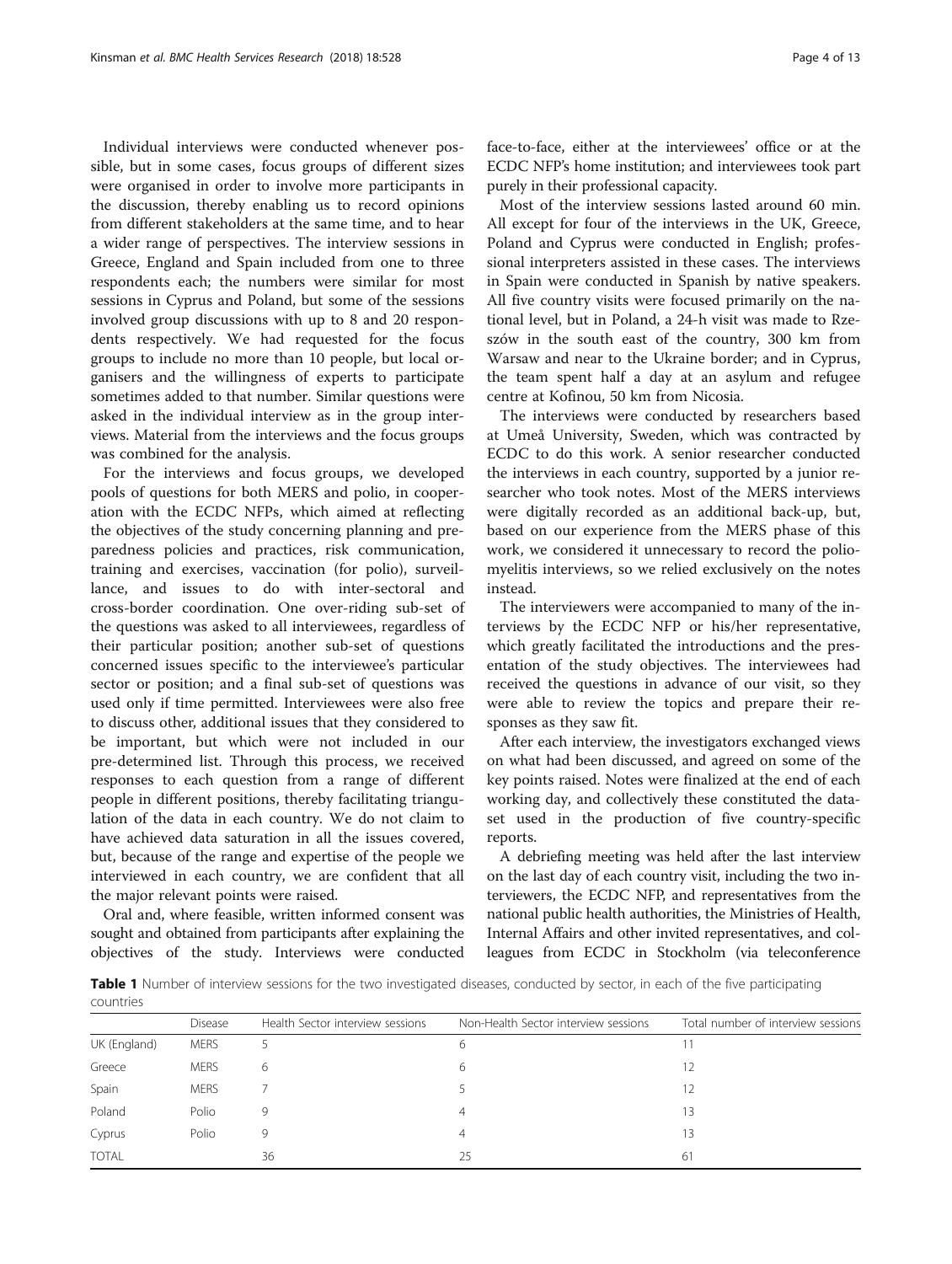Individual interviews were conducted whenever possible, but in some cases, focus groups of different sizes were organised in order to involve more participants in the discussion, thereby enabling us to record opinions from different stakeholders at the same time, and to hear a wider range of perspectives. The interview sessions in Greece, England and Spain included from one to three respondents each; the numbers were similar for most sessions in Cyprus and Poland, but some of the sessions involved group discussions with up to 8 and 20 respondents respectively. We had requested for the focus groups to include no more than 10 people, but local organisers and the willingness of experts to participate sometimes added to that number. Similar questions were asked in the individual interview as in the group interviews. Material from the interviews and the focus groups was combined for the analysis.

For the interviews and focus groups, we developed pools of questions for both MERS and polio, in cooperation with the ECDC NFPs, which aimed at reflecting the objectives of the study concerning planning and preparedness policies and practices, risk communication, training and exercises, vaccination (for polio), surveillance, and issues to do with inter-sectoral and cross-border coordination. One over-riding sub-set of the questions was asked to all interviewees, regardless of their particular position; another sub-set of questions concerned issues specific to the interviewee's particular sector or position; and a final sub-set of questions was used only if time permitted. Interviewees were also free to discuss other, additional issues that they considered to be important, but which were not included in our pre-determined list. Through this process, we received responses to each question from a range of different people in different positions, thereby facilitating triangulation of the data in each country. We do not claim to have achieved data saturation in all the issues covered, but, because of the range and expertise of the people we interviewed in each country, we are confident that all the major relevant points were raised.

Oral and, where feasible, written informed consent was sought and obtained from participants after explaining the objectives of the study. Interviews were conducted face-to-face, either at the interviewees' office or at the ECDC NFP's home institution; and interviewees took part purely in their professional capacity.

Most of the interview sessions lasted around 60 min. All except for four of the interviews in the UK, Greece, Poland and Cyprus were conducted in English; professional interpreters assisted in these cases. The interviews in Spain were conducted in Spanish by native speakers. All five country visits were focused primarily on the national level, but in Poland, a 24-h visit was made to Rzeszów in the south east of the country, 300 km from Warsaw and near to the Ukraine border; and in Cyprus, the team spent half a day at an asylum and refugee centre at Kofinou, 50 km from Nicosia.

The interviews were conducted by researchers based at Umeå University, Sweden, which was contracted by ECDC to do this work. A senior researcher conducted the interviews in each country, supported by a junior researcher who took notes. Most of the MERS interviews were digitally recorded as an additional back-up, but, based on our experience from the MERS phase of this work, we considered it unnecessary to record the poliomyelitis interviews, so we relied exclusively on the notes instead.

The interviewers were accompanied to many of the interviews by the ECDC NFP or his/her representative, which greatly facilitated the introductions and the presentation of the study objectives. The interviewees had received the questions in advance of our visit, so they were able to review the topics and prepare their responses as they saw fit.

After each interview, the investigators exchanged views on what had been discussed, and agreed on some of the key points raised. Notes were finalized at the end of each working day, and collectively these constituted the dataset used in the production of five country-specific reports.

A debriefing meeting was held after the last interview on the last day of each country visit, including the two interviewers, the ECDC NFP, and representatives from the national public health authorities, the Ministries of Health, Internal Affairs and other invited representatives, and colleagues from ECDC in Stockholm (via teleconference

**Table 1** Number of interview sessions for the two investigated diseases, conducted by sector, in each of the five participating countries

| | Disease | Health Sector interview sessions | Non-Health Sector interview sessions | Total number of interview sessions |
|---|---|---|---|---|
| UK (England) | MERS | 5 | 6 | 11 |
| Greece | MERS | 6 | 6 | 12 |
| Spain | MERS | 7 | 5 | 12 |
| Poland | Polio | 9 | 4 | 13 |
| Cyprus | Polio | 9 | 4 | 13 |
| TOTAL | | 36 | 25 | 61 |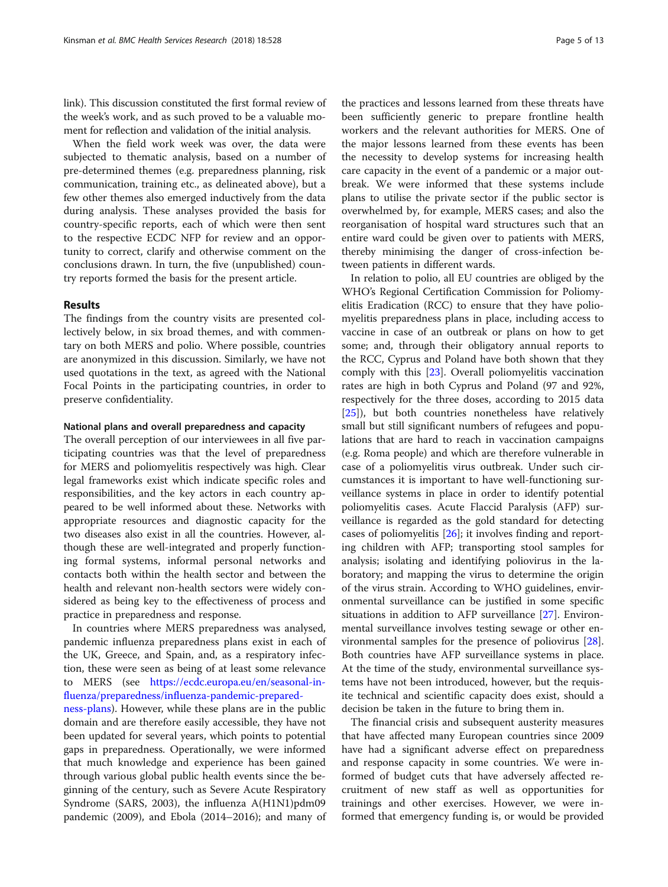link). This discussion constituted the first formal review of the week's work, and as such proved to be a valuable moment for reflection and validation of the initial analysis.

When the field work week was over, the data were subjected to thematic analysis, based on a number of pre-determined themes (e.g. preparedness planning, risk communication, training etc., as delineated above), but a few other themes also emerged inductively from the data during analysis. These analyses provided the basis for country-specific reports, each of which were then sent to the respective ECDC NFP for review and an opportunity to correct, clarify and otherwise comment on the conclusions drawn. In turn, the five (unpublished) country reports formed the basis for the present article.

## Results

The findings from the country visits are presented collectively below, in six broad themes, and with commentary on both MERS and polio. Where possible, countries are anonymized in this discussion. Similarly, we have not used quotations in the text, as agreed with the National Focal Points in the participating countries, in order to preserve confidentiality.

### National plans and overall preparedness and capacity

The overall perception of our interviewees in all five participating countries was that the level of preparedness for MERS and poliomyelitis respectively was high. Clear legal frameworks exist which indicate specific roles and responsibilities, and the key actors in each country appeared to be well informed about these. Networks with appropriate resources and diagnostic capacity for the two diseases also exist in all the countries. However, although these are well-integrated and properly functioning formal systems, informal personal networks and contacts both within the health sector and between the health and relevant non-health sectors were widely considered as being key to the effectiveness of process and practice in preparedness and response.

In countries where MERS preparedness was analysed, pandemic influenza preparedness plans exist in each of the UK, Greece, and Spain, and, as a respiratory infection, these were seen as being of at least some relevance to MERS (see https://ecdc.europa.eu/en/seasonal-influenza/preparedness/influenza-pandemic-preparedness-plans). However, while these plans are in the public domain and are therefore easily accessible, they have not been updated for several years, which points to potential gaps in preparedness. Operationally, we were informed that much knowledge and experience has been gained through various global public health events since the beginning of the century, such as Severe Acute Respiratory Syndrome (SARS, 2003), the influenza A(H1N1)pdm09 pandemic (2009), and Ebola (2014–2016); and many of the practices and lessons learned from these threats have been sufficiently generic to prepare frontline health workers and the relevant authorities for MERS. One of the major lessons learned from these events has been the necessity to develop systems for increasing health care capacity in the event of a pandemic or a major outbreak. We were informed that these systems include plans to utilise the private sector if the public sector is overwhelmed by, for example, MERS cases; and also the reorganisation of hospital ward structures such that an entire ward could be given over to patients with MERS, thereby minimising the danger of cross-infection between patients in different wards.

In relation to polio, all EU countries are obliged by the WHO's Regional Certification Commission for Poliomyelitis Eradication (RCC) to ensure that they have poliomyelitis preparedness plans in place, including access to vaccine in case of an outbreak or plans on how to get some; and, through their obligatory annual reports to the RCC, Cyprus and Poland have both shown that they comply with this [23]. Overall poliomyelitis vaccination rates are high in both Cyprus and Poland (97 and 92%, respectively for the three doses, according to 2015 data [25]), but both countries nonetheless have relatively small but still significant numbers of refugees and populations that are hard to reach in vaccination campaigns (e.g. Roma people) and which are therefore vulnerable in case of a poliomyelitis virus outbreak. Under such circumstances it is important to have well-functioning surveillance systems in place in order to identify potential poliomyelitis cases. Acute Flaccid Paralysis (AFP) surveillance is regarded as the gold standard for detecting cases of poliomyelitis [26]; it involves finding and reporting children with AFP; transporting stool samples for analysis; isolating and identifying poliovirus in the laboratory; and mapping the virus to determine the origin of the virus strain. According to WHO guidelines, environmental surveillance can be justified in some specific situations in addition to AFP surveillance [27]. Environmental surveillance involves testing sewage or other environmental samples for the presence of poliovirus [28]. Both countries have AFP surveillance systems in place. At the time of the study, environmental surveillance systems have not been introduced, however, but the requisite technical and scientific capacity does exist, should a decision be taken in the future to bring them in.

The financial crisis and subsequent austerity measures that have affected many European countries since 2009 have had a significant adverse effect on preparedness and response capacity in some countries. We were informed of budget cuts that have adversely affected recruitment of new staff as well as opportunities for trainings and other exercises. However, we were informed that emergency funding is, or would be provided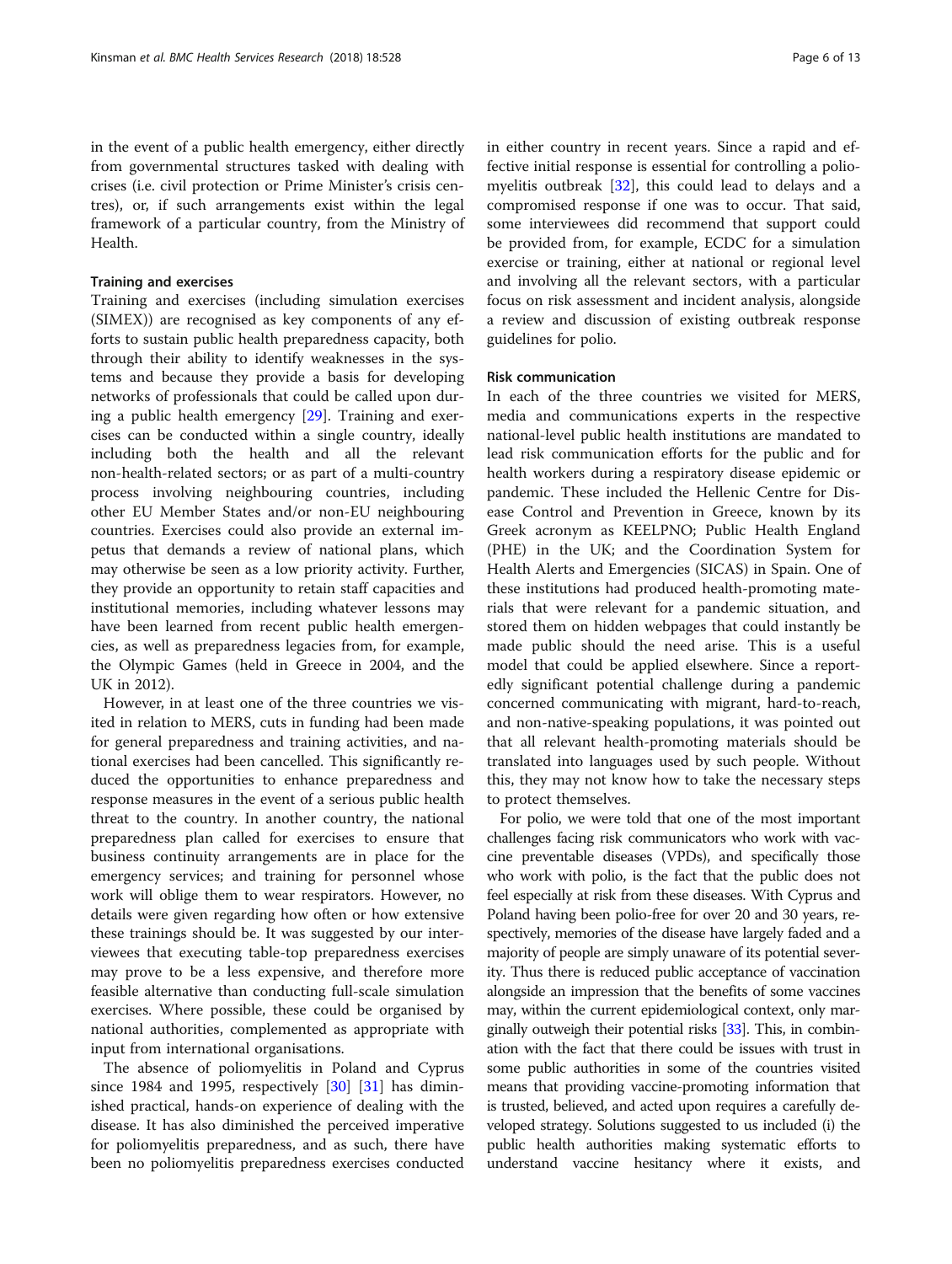in the event of a public health emergency, either directly from governmental structures tasked with dealing with crises (i.e. civil protection or Prime Minister's crisis centres), or, if such arrangements exist within the legal framework of a particular country, from the Ministry of Health.

#### Training and exercises

Training and exercises (including simulation exercises (SIMEX)) are recognised as key components of any efforts to sustain public health preparedness capacity, both through their ability to identify weaknesses in the systems and because they provide a basis for developing networks of professionals that could be called upon during a public health emergency [29]. Training and exercises can be conducted within a single country, ideally including both the health and all the relevant non-health-related sectors; or as part of a multi-country process involving neighbouring countries, including other EU Member States and/or non-EU neighbouring countries. Exercises could also provide an external impetus that demands a review of national plans, which may otherwise be seen as a low priority activity. Further, they provide an opportunity to retain staff capacities and institutional memories, including whatever lessons may have been learned from recent public health emergencies, as well as preparedness legacies from, for example, the Olympic Games (held in Greece in 2004, and the UK in 2012).

However, in at least one of the three countries we visited in relation to MERS, cuts in funding had been made for general preparedness and training activities, and national exercises had been cancelled. This significantly reduced the opportunities to enhance preparedness and response measures in the event of a serious public health threat to the country. In another country, the national preparedness plan called for exercises to ensure that business continuity arrangements are in place for the emergency services; and training for personnel whose work will oblige them to wear respirators. However, no details were given regarding how often or how extensive these trainings should be. It was suggested by our interviewees that executing table-top preparedness exercises may prove to be a less expensive, and therefore more feasible alternative than conducting full-scale simulation exercises. Where possible, these could be organised by national authorities, complemented as appropriate with input from international organisations.

The absence of poliomyelitis in Poland and Cyprus since 1984 and 1995, respectively [30] [31] has diminished practical, hands-on experience of dealing with the disease. It has also diminished the perceived imperative for poliomyelitis preparedness, and as such, there have been no poliomyelitis preparedness exercises conducted in either country in recent years. Since a rapid and effective initial response is essential for controlling a poliomyelitis outbreak [32], this could lead to delays and a compromised response if one was to occur. That said, some interviewees did recommend that support could be provided from, for example, ECDC for a simulation exercise or training, either at national or regional level and involving all the relevant sectors, with a particular focus on risk assessment and incident analysis, alongside a review and discussion of existing outbreak response guidelines for polio.

#### Risk communication

In each of the three countries we visited for MERS, media and communications experts in the respective national-level public health institutions are mandated to lead risk communication efforts for the public and for health workers during a respiratory disease epidemic or pandemic. These included the Hellenic Centre for Disease Control and Prevention in Greece, known by its Greek acronym as KEELPNO; Public Health England (PHE) in the UK; and the Coordination System for Health Alerts and Emergencies (SICAS) in Spain. One of these institutions had produced health-promoting materials that were relevant for a pandemic situation, and stored them on hidden webpages that could instantly be made public should the need arise. This is a useful model that could be applied elsewhere. Since a reportedly significant potential challenge during a pandemic concerned communicating with migrant, hard-to-reach, and non-native-speaking populations, it was pointed out that all relevant health-promoting materials should be translated into languages used by such people. Without this, they may not know how to take the necessary steps to protect themselves.

For polio, we were told that one of the most important challenges facing risk communicators who work with vaccine preventable diseases (VPDs), and specifically those who work with polio, is the fact that the public does not feel especially at risk from these diseases. With Cyprus and Poland having been polio-free for over 20 and 30 years, respectively, memories of the disease have largely faded and a majority of people are simply unaware of its potential severity. Thus there is reduced public acceptance of vaccination alongside an impression that the benefits of some vaccines may, within the current epidemiological context, only marginally outweigh their potential risks [33]. This, in combination with the fact that there could be issues with trust in some public authorities in some of the countries visited means that providing vaccine-promoting information that is trusted, believed, and acted upon requires a carefully developed strategy. Solutions suggested to us included (i) the public health authorities making systematic efforts to understand vaccine hesitancy where it exists, and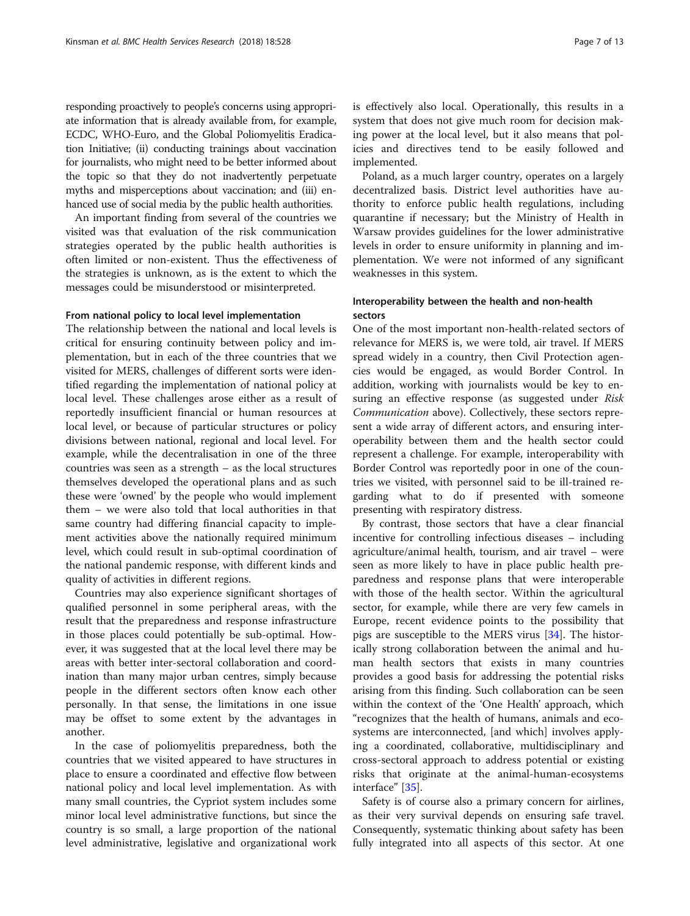responding proactively to people's concerns using appropriate information that is already available from, for example, ECDC, WHO-Euro, and the Global Poliomyelitis Eradication Initiative; (ii) conducting trainings about vaccination for journalists, who might need to be better informed about the topic so that they do not inadvertently perpetuate myths and misperceptions about vaccination; and (iii) enhanced use of social media by the public health authorities.

An important finding from several of the countries we visited was that evaluation of the risk communication strategies operated by the public health authorities is often limited or non-existent. Thus the effectiveness of the strategies is unknown, as is the extent to which the messages could be misunderstood or misinterpreted.

#### From national policy to local level implementation

The relationship between the national and local levels is critical for ensuring continuity between policy and implementation, but in each of the three countries that we visited for MERS, challenges of different sorts were identified regarding the implementation of national policy at local level. These challenges arose either as a result of reportedly insufficient financial or human resources at local level, or because of particular structures or policy divisions between national, regional and local level. For example, while the decentralisation in one of the three countries was seen as a strength – as the local structures themselves developed the operational plans and as such these were 'owned' by the people who would implement them – we were also told that local authorities in that same country had differing financial capacity to implement activities above the nationally required minimum level, which could result in sub-optimal coordination of the national pandemic response, with different kinds and quality of activities in different regions.

Countries may also experience significant shortages of qualified personnel in some peripheral areas, with the result that the preparedness and response infrastructure in those places could potentially be sub-optimal. However, it was suggested that at the local level there may be areas with better inter-sectoral collaboration and coordination than many major urban centres, simply because people in the different sectors often know each other personally. In that sense, the limitations in one issue may be offset to some extent by the advantages in another.

In the case of poliomyelitis preparedness, both the countries that we visited appeared to have structures in place to ensure a coordinated and effective flow between national policy and local level implementation. As with many small countries, the Cypriot system includes some minor local level administrative functions, but since the country is so small, a large proportion of the national level administrative, legislative and organizational work is effectively also local. Operationally, this results in a system that does not give much room for decision making power at the local level, but it also means that policies and directives tend to be easily followed and implemented.

Poland, as a much larger country, operates on a largely decentralized basis. District level authorities have authority to enforce public health regulations, including quarantine if necessary; but the Ministry of Health in Warsaw provides guidelines for the lower administrative levels in order to ensure uniformity in planning and implementation. We were not informed of any significant weaknesses in this system.

#### Interoperability between the health and non-health sectors

One of the most important non-health-related sectors of relevance for MERS is, we were told, air travel. If MERS spread widely in a country, then Civil Protection agencies would be engaged, as would Border Control. In addition, working with journalists would be key to ensuring an effective response (as suggested under *Risk Communication* above). Collectively, these sectors represent a wide array of different actors, and ensuring interoperability between them and the health sector could represent a challenge. For example, interoperability with Border Control was reportedly poor in one of the countries we visited, with personnel said to be ill-trained regarding what to do if presented with someone presenting with respiratory distress.

By contrast, those sectors that have a clear financial incentive for controlling infectious diseases – including agriculture/animal health, tourism, and air travel – were seen as more likely to have in place public health preparedness and response plans that were interoperable with those of the health sector. Within the agricultural sector, for example, while there are very few camels in Europe, recent evidence points to the possibility that pigs are susceptible to the MERS virus [34]. The historically strong collaboration between the animal and human health sectors that exists in many countries provides a good basis for addressing the potential risks arising from this finding. Such collaboration can be seen within the context of the 'One Health' approach, which "recognizes that the health of humans, animals and ecosystems are interconnected, [and which] involves applying a coordinated, collaborative, multidisciplinary and cross-sectoral approach to address potential or existing risks that originate at the animal-human-ecosystems interface" [35].

Safety is of course also a primary concern for airlines, as their very survival depends on ensuring safe travel. Consequently, systematic thinking about safety has been fully integrated into all aspects of this sector. At one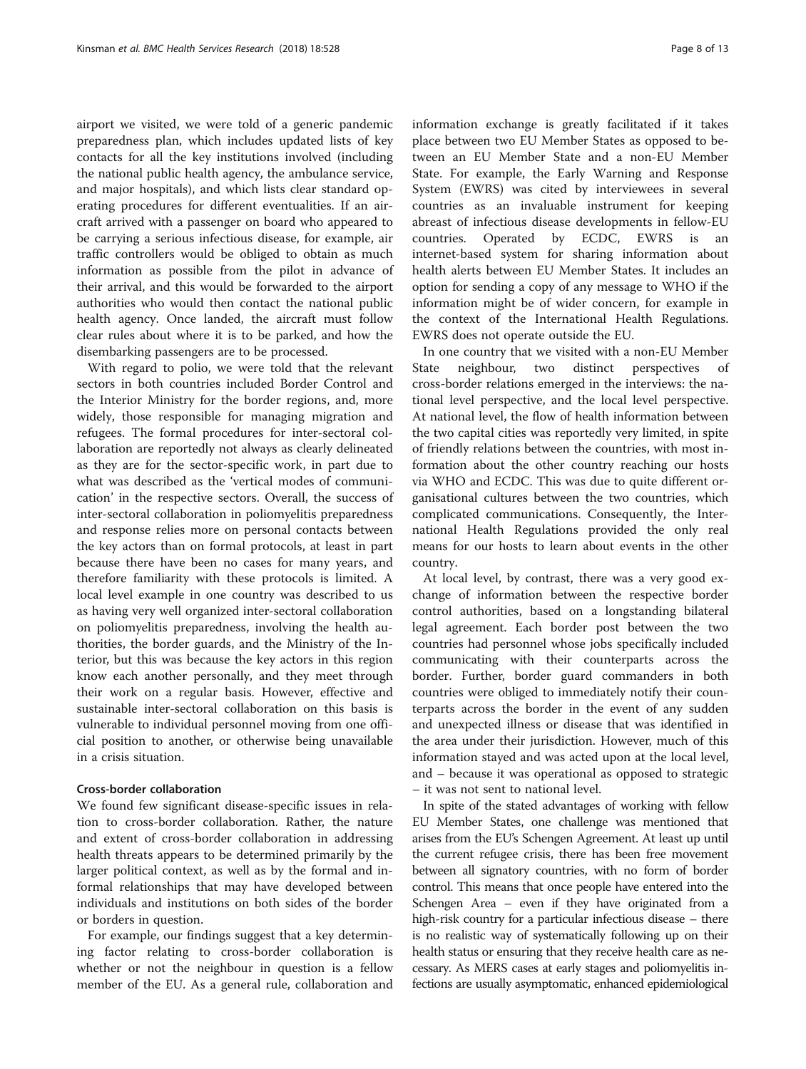airport we visited, we were told of a generic pandemic preparedness plan, which includes updated lists of key contacts for all the key institutions involved (including the national public health agency, the ambulance service, and major hospitals), and which lists clear standard operating procedures for different eventualities. If an aircraft arrived with a passenger on board who appeared to be carrying a serious infectious disease, for example, air traffic controllers would be obliged to obtain as much information as possible from the pilot in advance of their arrival, and this would be forwarded to the airport authorities who would then contact the national public health agency. Once landed, the aircraft must follow clear rules about where it is to be parked, and how the disembarking passengers are to be processed.

With regard to polio, we were told that the relevant sectors in both countries included Border Control and the Interior Ministry for the border regions, and, more widely, those responsible for managing migration and refugees. The formal procedures for inter-sectoral collaboration are reportedly not always as clearly delineated as they are for the sector-specific work, in part due to what was described as the 'vertical modes of communication' in the respective sectors. Overall, the success of inter-sectoral collaboration in poliomyelitis preparedness and response relies more on personal contacts between the key actors than on formal protocols, at least in part because there have been no cases for many years, and therefore familiarity with these protocols is limited. A local level example in one country was described to us as having very well organized inter-sectoral collaboration on poliomyelitis preparedness, involving the health authorities, the border guards, and the Ministry of the Interior, but this was because the key actors in this region know each another personally, and they meet through their work on a regular basis. However, effective and sustainable inter-sectoral collaboration on this basis is vulnerable to individual personnel moving from one official position to another, or otherwise being unavailable in a crisis situation.

### Cross-border collaboration

We found few significant disease-specific issues in relation to cross-border collaboration. Rather, the nature and extent of cross-border collaboration in addressing health threats appears to be determined primarily by the larger political context, as well as by the formal and informal relationships that may have developed between individuals and institutions on both sides of the border or borders in question.

For example, our findings suggest that a key determining factor relating to cross-border collaboration is whether or not the neighbour in question is a fellow member of the EU. As a general rule, collaboration and information exchange is greatly facilitated if it takes place between two EU Member States as opposed to between an EU Member State and a non-EU Member State. For example, the Early Warning and Response System (EWRS) was cited by interviewees in several countries as an invaluable instrument for keeping abreast of infectious disease developments in fellow-EU countries. Operated by ECDC, EWRS is an internet-based system for sharing information about health alerts between EU Member States. It includes an option for sending a copy of any message to WHO if the information might be of wider concern, for example in the context of the International Health Regulations. EWRS does not operate outside the EU.

In one country that we visited with a non-EU Member State neighbour, two distinct perspectives of cross-border relations emerged in the interviews: the national level perspective, and the local level perspective. At national level, the flow of health information between the two capital cities was reportedly very limited, in spite of friendly relations between the countries, with most information about the other country reaching our hosts via WHO and ECDC. This was due to quite different organisational cultures between the two countries, which complicated communications. Consequently, the International Health Regulations provided the only real means for our hosts to learn about events in the other country.

At local level, by contrast, there was a very good exchange of information between the respective border control authorities, based on a longstanding bilateral legal agreement. Each border post between the two countries had personnel whose jobs specifically included communicating with their counterparts across the border. Further, border guard commanders in both countries were obliged to immediately notify their counterparts across the border in the event of any sudden and unexpected illness or disease that was identified in the area under their jurisdiction. However, much of this information stayed and was acted upon at the local level, and – because it was operational as opposed to strategic – it was not sent to national level.

In spite of the stated advantages of working with fellow EU Member States, one challenge was mentioned that arises from the EU's Schengen Agreement. At least up until the current refugee crisis, there has been free movement between all signatory countries, with no form of border control. This means that once people have entered into the Schengen Area – even if they have originated from a high-risk country for a particular infectious disease – there is no realistic way of systematically following up on their health status or ensuring that they receive health care as necessary. As MERS cases at early stages and poliomyelitis infections are usually asymptomatic, enhanced epidemiological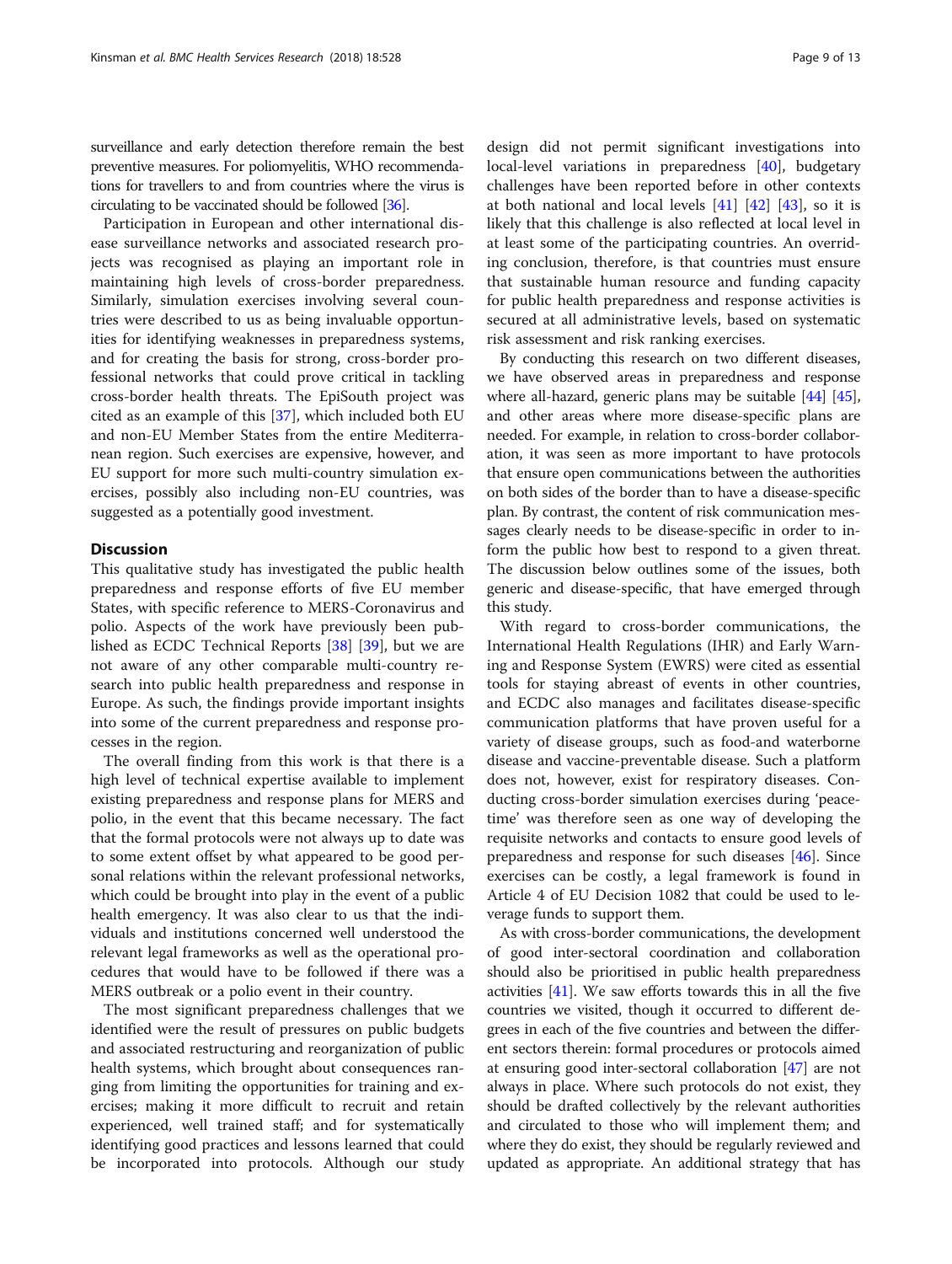surveillance and early detection therefore remain the best preventive measures. For poliomyelitis, WHO recommendations for travellers to and from countries where the virus is circulating to be vaccinated should be followed [36].

Participation in European and other international disease surveillance networks and associated research projects was recognised as playing an important role in maintaining high levels of cross-border preparedness. Similarly, simulation exercises involving several countries were described to us as being invaluable opportunities for identifying weaknesses in preparedness systems, and for creating the basis for strong, cross-border professional networks that could prove critical in tackling cross-border health threats. The EpiSouth project was cited as an example of this [37], which included both EU and non-EU Member States from the entire Mediterranean region. Such exercises are expensive, however, and EU support for more such multi-country simulation exercises, possibly also including non-EU countries, was suggested as a potentially good investment.

## Discussion

This qualitative study has investigated the public health preparedness and response efforts of five EU member States, with specific reference to MERS-Coronavirus and polio. Aspects of the work have previously been published as ECDC Technical Reports [38] [39], but we are not aware of any other comparable multi-country research into public health preparedness and response in Europe. As such, the findings provide important insights into some of the current preparedness and response processes in the region.

The overall finding from this work is that there is a high level of technical expertise available to implement existing preparedness and response plans for MERS and polio, in the event that this became necessary. The fact that the formal protocols were not always up to date was to some extent offset by what appeared to be good personal relations within the relevant professional networks, which could be brought into play in the event of a public health emergency. It was also clear to us that the individuals and institutions concerned well understood the relevant legal frameworks as well as the operational procedures that would have to be followed if there was a MERS outbreak or a polio event in their country.

The most significant preparedness challenges that we identified were the result of pressures on public budgets and associated restructuring and reorganization of public health systems, which brought about consequences ranging from limiting the opportunities for training and exercises; making it more difficult to recruit and retain experienced, well trained staff; and for systematically identifying good practices and lessons learned that could be incorporated into protocols. Although our study design did not permit significant investigations into local-level variations in preparedness [40], budgetary challenges have been reported before in other contexts at both national and local levels [41] [42] [43], so it is likely that this challenge is also reflected at local level in at least some of the participating countries. An overriding conclusion, therefore, is that countries must ensure that sustainable human resource and funding capacity for public health preparedness and response activities is secured at all administrative levels, based on systematic risk assessment and risk ranking exercises.

By conducting this research on two different diseases, we have observed areas in preparedness and response where all-hazard, generic plans may be suitable [44] [45], and other areas where more disease-specific plans are needed. For example, in relation to cross-border collaboration, it was seen as more important to have protocols that ensure open communications between the authorities on both sides of the border than to have a disease-specific plan. By contrast, the content of risk communication messages clearly needs to be disease-specific in order to inform the public how best to respond to a given threat. The discussion below outlines some of the issues, both generic and disease-specific, that have emerged through this study.

With regard to cross-border communications, the International Health Regulations (IHR) and Early Warning and Response System (EWRS) were cited as essential tools for staying abreast of events in other countries, and ECDC also manages and facilitates disease-specific communication platforms that have proven useful for a variety of disease groups, such as food-and waterborne disease and vaccine-preventable disease. Such a platform does not, however, exist for respiratory diseases. Conducting cross-border simulation exercises during 'peace-time' was therefore seen as one way of developing the requisite networks and contacts to ensure good levels of preparedness and response for such diseases [46]. Since exercises can be costly, a legal framework is found in Article 4 of EU Decision 1082 that could be used to leverage funds to support them.

As with cross-border communications, the development of good inter-sectoral coordination and collaboration should also be prioritised in public health preparedness activities [41]. We saw efforts towards this in all the five countries we visited, though it occurred to different degrees in each of the five countries and between the different sectors therein: formal procedures or protocols aimed at ensuring good inter-sectoral collaboration [47] are not always in place. Where such protocols do not exist, they should be drafted collectively by the relevant authorities and circulated to those who will implement them; and where they do exist, they should be regularly reviewed and updated as appropriate. An additional strategy that has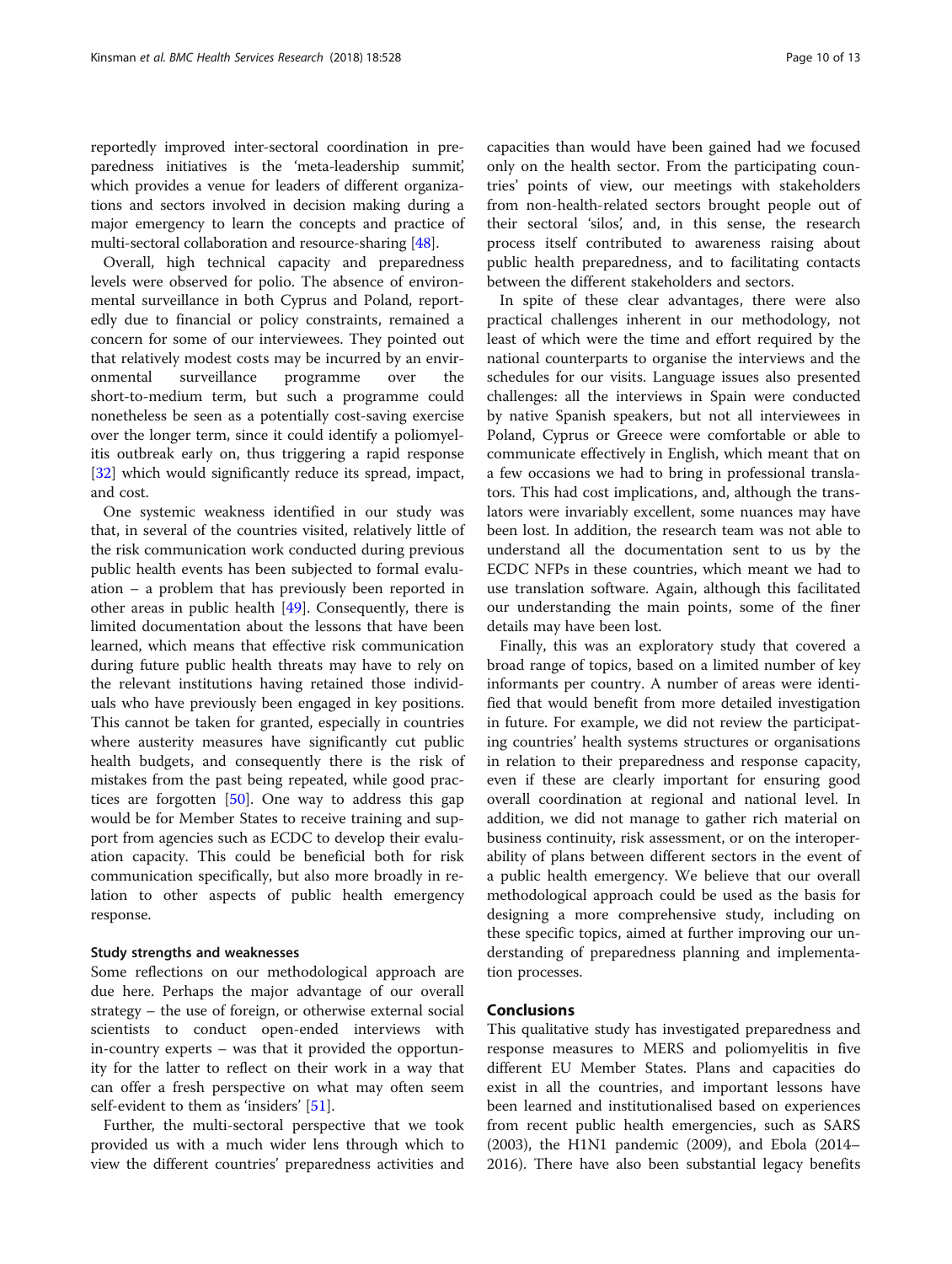reportedly improved inter-sectoral coordination in preparedness initiatives is the 'meta-leadership summit', which provides a venue for leaders of different organizations and sectors involved in decision making during a major emergency to learn the concepts and practice of multi-sectoral collaboration and resource-sharing [48].

Overall, high technical capacity and preparedness levels were observed for polio. The absence of environmental surveillance in both Cyprus and Poland, reportedly due to financial or policy constraints, remained a concern for some of our interviewees. They pointed out that relatively modest costs may be incurred by an environmental surveillance programme over the short-to-medium term, but such a programme could nonetheless be seen as a potentially cost-saving exercise over the longer term, since it could identify a poliomyelitis outbreak early on, thus triggering a rapid response [32] which would significantly reduce its spread, impact, and cost.

One systemic weakness identified in our study was that, in several of the countries visited, relatively little of the risk communication work conducted during previous public health events has been subjected to formal evaluation – a problem that has previously been reported in other areas in public health [49]. Consequently, there is limited documentation about the lessons that have been learned, which means that effective risk communication during future public health threats may have to rely on the relevant institutions having retained those individuals who have previously been engaged in key positions. This cannot be taken for granted, especially in countries where austerity measures have significantly cut public health budgets, and consequently there is the risk of mistakes from the past being repeated, while good practices are forgotten [50]. One way to address this gap would be for Member States to receive training and support from agencies such as ECDC to develop their evaluation capacity. This could be beneficial both for risk communication specifically, but also more broadly in relation to other aspects of public health emergency response.

### Study strengths and weaknesses

Some reflections on our methodological approach are due here. Perhaps the major advantage of our overall strategy – the use of foreign, or otherwise external social scientists to conduct open-ended interviews with in-country experts – was that it provided the opportunity for the latter to reflect on their work in a way that can offer a fresh perspective on what may often seem self-evident to them as 'insiders' [51].

Further, the multi-sectoral perspective that we took provided us with a much wider lens through which to view the different countries' preparedness activities and capacities than would have been gained had we focused only on the health sector. From the participating countries' points of view, our meetings with stakeholders from non-health-related sectors brought people out of their sectoral 'silos', and, in this sense, the research process itself contributed to awareness raising about public health preparedness, and to facilitating contacts between the different stakeholders and sectors.

In spite of these clear advantages, there were also practical challenges inherent in our methodology, not least of which were the time and effort required by the national counterparts to organise the interviews and the schedules for our visits. Language issues also presented challenges: all the interviews in Spain were conducted by native Spanish speakers, but not all interviewees in Poland, Cyprus or Greece were comfortable or able to communicate effectively in English, which meant that on a few occasions we had to bring in professional translators. This had cost implications, and, although the translators were invariably excellent, some nuances may have been lost. In addition, the research team was not able to understand all the documentation sent to us by the ECDC NFPs in these countries, which meant we had to use translation software. Again, although this facilitated our understanding the main points, some of the finer details may have been lost.

Finally, this was an exploratory study that covered a broad range of topics, based on a limited number of key informants per country. A number of areas were identified that would benefit from more detailed investigation in future. For example, we did not review the participating countries' health systems structures or organisations in relation to their preparedness and response capacity, even if these are clearly important for ensuring good overall coordination at regional and national level. In addition, we did not manage to gather rich material on business continuity, risk assessment, or on the interoperability of plans between different sectors in the event of a public health emergency. We believe that our overall methodological approach could be used as the basis for designing a more comprehensive study, including on these specific topics, aimed at further improving our understanding of preparedness planning and implementation processes.

## Conclusions

This qualitative study has investigated preparedness and response measures to MERS and poliomyelitis in five different EU Member States. Plans and capacities do exist in all the countries, and important lessons have been learned and institutionalised based on experiences from recent public health emergencies, such as SARS (2003), the H1N1 pandemic (2009), and Ebola (2014–2016). There have also been substantial legacy benefits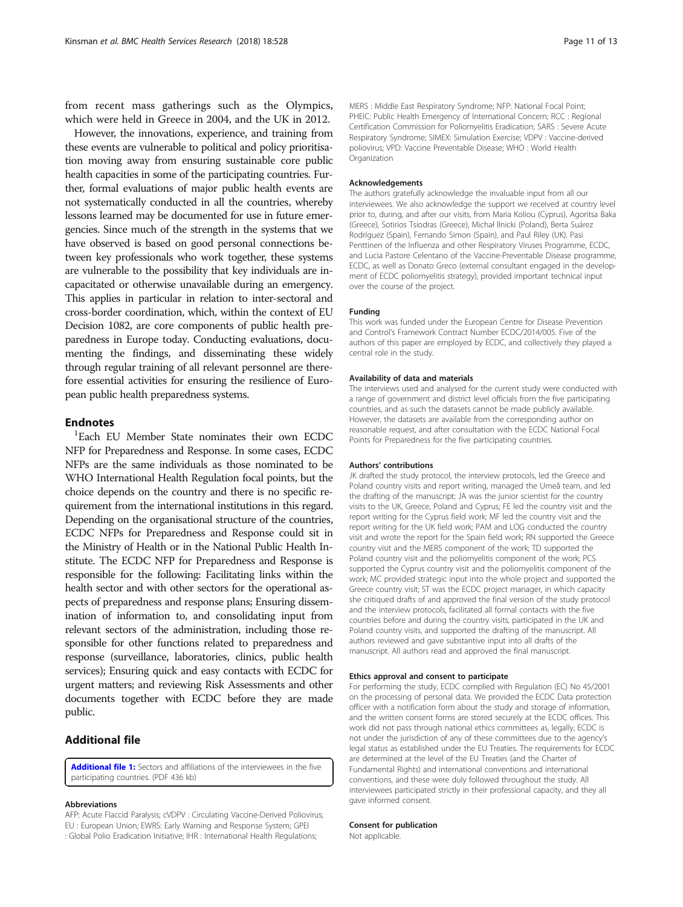from recent mass gatherings such as the Olympics, which were held in Greece in 2004, and the UK in 2012.

However, the innovations, experience, and training from these events are vulnerable to political and policy prioritisation moving away from ensuring sustainable core public health capacities in some of the participating countries. Further, formal evaluations of major public health events are not systematically conducted in all the countries, whereby lessons learned may be documented for use in future emergencies. Since much of the strength in the systems that we have observed is based on good personal connections between key professionals who work together, these systems are vulnerable to the possibility that key individuals are incapacitated or otherwise unavailable during an emergency. This applies in particular in relation to inter-sectoral and cross-border coordination, which, within the context of EU Decision 1082, are core components of public health preparedness in Europe today. Conducting evaluations, documenting the findings, and disseminating these widely through regular training of all relevant personnel are therefore essential activities for ensuring the resilience of European public health preparedness systems.

## Endnotes

[1]Each EU Member State nominates their own ECDC NFP for Preparedness and Response. In some cases, ECDC NFPs are the same individuals as those nominated to be WHO International Health Regulation focal points, but the choice depends on the country and there is no specific requirement from the international institutions in this regard. Depending on the organisational structure of the countries, ECDC NFPs for Preparedness and Response could sit in the Ministry of Health or in the National Public Health Institute. The ECDC NFP for Preparedness and Response is responsible for the following: Facilitating links within the health sector and with other sectors for the operational aspects of preparedness and response plans; Ensuring dissemination of information to, and consolidating input from relevant sectors of the administration, including those responsible for other functions related to preparedness and response (surveillance, laboratories, clinics, public health services); Ensuring quick and easy contacts with ECDC for urgent matters; and reviewing Risk Assessments and other documents together with ECDC before they are made public.

## Additional file

**Additional file 1:** Sectors and affiliations of the interviewees in the five participating countries. (PDF 436 kb)

#### Abbreviations

AFP: Acute Flaccid Paralysis; cVDPV : Circulating Vaccine-Derived Poliovirus; EU : European Union; EWRS: Early Warning and Response System; GPEI : Global Polio Eradication Initiative; IHR : International Health Regulations; MERS : Middle East Respiratory Syndrome; NFP: National Focal Point; PHEIC: Public Health Emergency of International Concern; RCC : Regional Certification Commission for Poliomyelitis Eradication; SARS : Severe Acute Respiratory Syndrome; SIMEX: Simulation Exercise; VDPV : Vaccine-derived poliovirus; VPD: Vaccine Preventable Disease; WHO : World Health Organization

#### Acknowledgements

The authors gratefully acknowledge the invaluable input from all our interviewees. We also acknowledge the support we received at country level prior to, during, and after our visits, from Maria Koliou (Cyprus), Agoritsa Baka (Greece), Sotirios Tsiodras (Greece), Michał Ilnicki (Poland), Berta Suárez Rodríguez (Spain), Fernando Simon (Spain), and Paul Riley (UK). Pasi Penttinen of the Influenza and other Respiratory Viruses Programme, ECDC, and Lucia Pastore Celentano of the Vaccine-Preventable Disease programme, ECDC, as well as Donato Greco (external consultant engaged in the development of ECDC poliomyelitis strategy), provided important technical input over the course of the project.

#### Funding

This work was funded under the European Centre for Disease Prevention and Control's Framework Contract Number ECDC/2014/005. Five of the authors of this paper are employed by ECDC, and collectively they played a central role in the study.

#### Availability of data and materials

The interviews used and analysed for the current study were conducted with a range of government and district level officials from the five participating countries, and as such the datasets cannot be made publicly available. However, the datasets are available from the corresponding author on reasonable request, and after consultation with the ECDC National Focal Points for Preparedness for the five participating countries.

#### Authors' contributions

JK drafted the study protocol, the interview protocols, led the Greece and Poland country visits and report writing, managed the Umeå team, and led the drafting of the manuscript; JA was the junior scientist for the country visits to the UK, Greece, Poland and Cyprus; FE led the country visit and the report writing for the Cyprus field work; MF led the country visit and the report writing for the UK field work; PAM and LOG conducted the country visit and wrote the report for the Spain field work; RN supported the Greece country visit and the MERS component of the work; TD supported the Poland country visit and the poliomyelitis component of the work; PCS supported the Cyprus country visit and the poliomyelitis component of the work; MC provided strategic input into the whole project and supported the Greece country visit; ST was the ECDC project manager, in which capacity she critiqued drafts of and approved the final version of the study protocol and the interview protocols, facilitated all formal contacts with the five countries before and during the country visits, participated in the UK and Poland country visits, and supported the drafting of the manuscript. All authors reviewed and gave substantive input into all drafts of the manuscript. All authors read and approved the final manuscript.

#### Ethics approval and consent to participate

For performing the study, ECDC complied with Regulation (EC) No 45/2001 on the processing of personal data. We provided the ECDC Data protection officer with a notification form about the study and storage of information, and the written consent forms are stored securely at the ECDC offices. This work did not pass through national ethics committees as, legally, ECDC is not under the jurisdiction of any of these committees due to the agency's legal status as established under the EU Treaties. The requirements for ECDC are determined at the level of the EU Treaties (and the Charter of Fundamental Rights) and international conventions and international conventions, and these were duly followed throughout the study. All interviewees participated strictly in their professional capacity, and they all gave informed consent.

#### Consent for publication

Not applicable.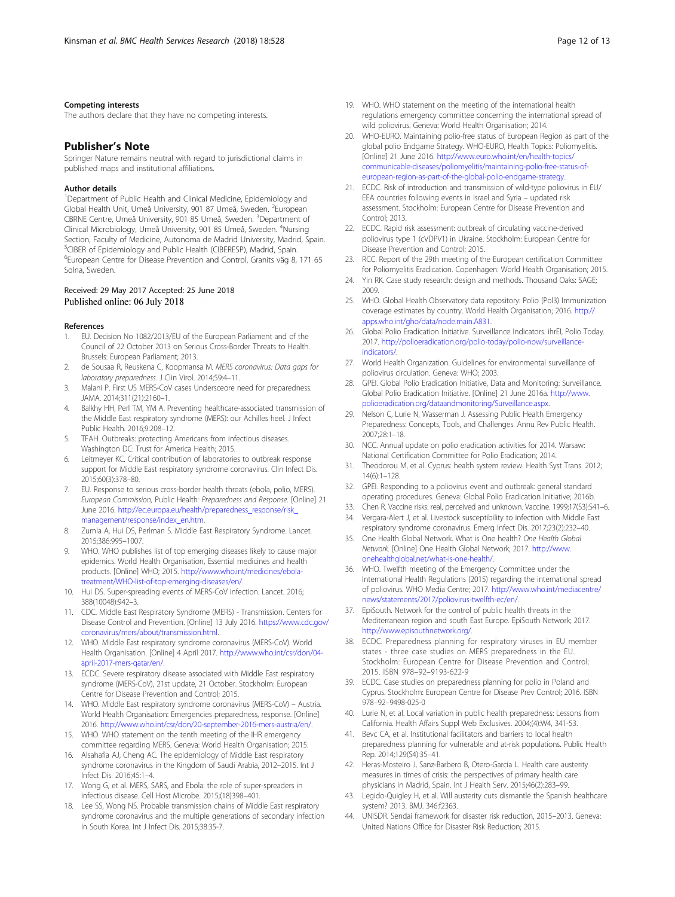### Competing interests

The authors declare that they have no competing interests.

## Publisher's Note

Springer Nature remains neutral with regard to jurisdictional claims in published maps and institutional affiliations.

### Author details

[1]Department of Public Health and Clinical Medicine, Epidemiology and Global Health Unit, Umeå University, 901 87 Umeå, Sweden. [2]European CBRNE Centre, Umeå University, 901 85 Umeå, Sweden. [3]Department of Clinical Microbiology, Umeå University, 901 85 Umeå, Sweden. [4]Nursing Section, Faculty of Medicine, Autonoma de Madrid University, Madrid, Spain. [5]CIBER of Epidemiology and Public Health (CIBERESP), Madrid, Spain. [6]European Centre for Disease Prevention and Control, Granits väg 8, 171 65 Solna, Sweden.

Received: 29 May 2017 Accepted: 25 June 2018
Published online: 06 July 2018

### References

1. EU. Decision No 1082/2013/EU of the European Parliament and of the Council of 22 October 2013 on Serious Cross-Border Threats to Health. Brussels: European Parliament; 2013.
2. de Sousaa R, Reuskena C, Koopmansa M. *MERS coronavirus: Data gaps for laboratory preparedness*. J Clin Virol. 2014;59:4–11.
3. Malani P. First US MERS-CoV cases Underscore need for preparedness. JAMA. 2014;311(21):2160–1.
4. Balkhy HH, Perl TM, YM A. Preventing healthcare-associated transmission of the Middle East respiratory syndrome (MERS): our Achilles heel. J Infect Public Health. 2016;9:208–12.
5. TFAH. Outbreaks: protecting Americans from infectious diseases. Washington DC: Trust for America Health; 2015.
6. Leitmeyer KC. Critical contribution of laboratories to outbreak response support for Middle East respiratory syndrome coronavirus. Clin Infect Dis. 2015;60(3):378–80.
7. EU. Response to serious cross-border health threats (ebola, polio, MERS). *European Commission*, Public Health: *Preparedness and Response*. [Online] 21 June 2016. http://ec.europa.eu/health/preparedness_response/risk_management/response/index_en.htm.
8. Zumla A, Hui DS, Perlman S. Middle East Respiratory Syndrome. Lancet. 2015;386:995–1007.
9. WHO. WHO publishes list of top emerging diseases likely to cause major epidemics. World Health Organisation, Essential medicines and health products. [Online] WHO; 2015. http://www.who.int/medicines/ebola-treatment/WHO-list-of-top-emerging-diseases/en/.
10. Hui DS. Super-spreading events of MERS-CoV infection. Lancet. 2016; 388(10048):942–3.
11. CDC. Middle East Respiratory Syndrome (MERS) - Transmission. Centers for Disease Control and Prevention. [Online] 13 July 2016. https://www.cdc.gov/coronavirus/mers/about/transmission.html.
12. WHO. Middle East respiratory syndrome coronavirus (MERS-CoV). World Health Organisation. [Online] 4 April 2017. http://www.who.int/csr/don/04-april-2017-mers-qatar/en/.
13. ECDC. Severe respiratory disease associated with Middle East respiratory syndrome (MERS-CoV), 21st update, 21 October. Stockholm: European Centre for Disease Prevention and Control; 2015.
14. WHO. Middle East respiratory syndrome coronavirus (MERS-CoV) – Austria. World Health Organisation: Emergencies preparedness, response. [Online] 2016. http://www.who.int/csr/don/20-september-2016-mers-austria/en/.
15. WHO. WHO statement on the tenth meeting of the IHR emergency committee regarding MERS. Geneva: World Health Organisation; 2015.
16. Alsahafia AJ, Cheng AC. The epidemiology of Middle East respiratory syndrome coronavirus in the Kingdom of Saudi Arabia, 2012–2015. Int J Infect Dis. 2016;45:1–4.
17. Wong G, et al. MERS, SARS, and Ebola: the role of super-spreaders in infectious disease. Cell Host Microbe. 2015;(18)398–401.
18. Lee SS, Wong NS. Probable transmission chains of Middle East respiratory syndrome coronavirus and the multiple generations of secondary infection in South Korea. Int J Infect Dis. 2015;38:35-7.
19. WHO. WHO statement on the meeting of the international health regulations emergency committee concerning the international spread of wild poliovirus. Geneva: World Health Organisation; 2014.
20. WHO-EURO. Maintaining polio-free status of European Region as part of the global polio Endgame Strategy. WHO-EURO, Health Topics: Poliomyelitis. [Online] 21 June 2016. http://www.euro.who.int/en/health-topics/communicable-diseases/poliomyelitis/maintaining-polio-free-status-of-european-region-as-part-of-the-global-polio-endgame-strategy.
21. ECDC. Risk of introduction and transmission of wild-type poliovirus in EU/EEA countries following events in Israel and Syria – updated risk assessment. Stockholm: European Centre for Disease Prevention and Control; 2013.
22. ECDC. Rapid risk assessment: outbreak of circulating vaccine-derived poliovirus type 1 (cVDPV1) in Ukraine. Stockholm: European Centre for Disease Prevention and Control; 2015.
23. RCC. Report of the 29th meeting of the European certification Committee for Poliomyelitis Eradication. Copenhagen: World Health Organisation; 2015.
24. Yin RK. Case study research: design and methods. Thousand Oaks: SAGE; 2009.
25. WHO. Global Health Observatory data repository: Polio (Pol3) Immunization coverage estimates by country. World Health Organisation; 2016. http://apps.who.int/gho/data/node.main.A831.
26. Global Polio Eradication Initiative. Surveillance Indicators. ihrEI, Polio Today. 2017. http://polioeradication.org/polio-today/polio-now/surveillance-indicators/.
27. World Health Organization. Guidelines for environmental surveillance of poliovirus circulation. Geneva: WHO; 2003.
28. GPEI. Global Polio Eradication Initiative, Data and Monitoring: Surveillance. Global Polio Eradication Initiative. [Online] 21 June 2016a. http://www.polioeradication.org/dataandmonitoring/Surveillance.aspx.
29. Nelson C, Lurie N, Wasserman J. Assessing Public Health Emergency Preparedness: Concepts, Tools, and Challenges. Annu Rev Public Health. 2007;28:1–18.
30. NCC. Annual update on polio eradication activities for 2014. Warsaw: National Certification Committee for Polio Eradication; 2014.
31. Theodorou M, et al. Cyprus: health system review. Health Syst Trans. 2012; 14(6):1–128.
32. GPEI. Responding to a poliovirus event and outbreak: general standard operating procedures. Geneva: Global Polio Eradication Initiative; 2016b.
33. Chen R. Vaccine risks: real, perceived and unknown. Vaccine. 1999;17(S3):S41–6.
34. Vergara-Alert J, et al. Livestock susceptibility to infection with Middle East respiratory syndrome coronavirus. Emerg Infect Dis. 2017;23(2):232–40.
35. One Health Global Network. What is One health? *One Health Global Network*. [Online] One Health Global Network; 2017. http://www.onehealthglobal.net/what-is-one-health/.
36. WHO. Twelfth meeting of the Emergency Committee under the International Health Regulations (2015) regarding the international spread of poliovirus. WHO Media Centre; 2017. http://www.who.int/mediacentre/news/statements/2017/poliovirus-twelfth-ec/en/.
37. EpiSouth. Network for the control of public health threats in the Mediterranean region and south East Europe. EpiSouth Network; 2017. http://www.episouthnetwork.org/.
38. ECDC. Preparedness planning for respiratory viruses in EU member states - three case studies on MERS preparedness in the EU. Stockholm: European Centre for Disease Prevention and Control; 2015. ISBN 978–92–9193-622-9
39. ECDC. Case studies on preparedness planning for polio in Poland and Cyprus. Stockholm: European Centre for Disease Prev Control; 2016. ISBN 978–92–9498-025-0
40. Lurie N, et al. Local variation in public health preparedness: Lessons from California. Health Affairs Suppl Web Exclusives. 2004;(4):W4, 341-53.
41. Bevc CA, et al. Institutional facilitators and barriers to local health preparedness planning for vulnerable and at-risk populations. Public Health Rep. 2014;129(S4):35–41.
42. Heras-Mosteiro J, Sanz-Barbero B, Otero-Garcia L. Health care austerity measures in times of crisis: the perspectives of primary health care physicians in Madrid, Spain. Int J Health Serv. 2015;46(2):283–99.
43. Legido-Quigley H, et al. Will austerity cuts dismantle the Spanish healthcare system? 2013. BMJ. 346:f2363.
44. UNISDR. Sendai framework for disaster risk reduction, 2015–2013. Geneva: United Nations Office for Disaster Risk Reduction; 2015.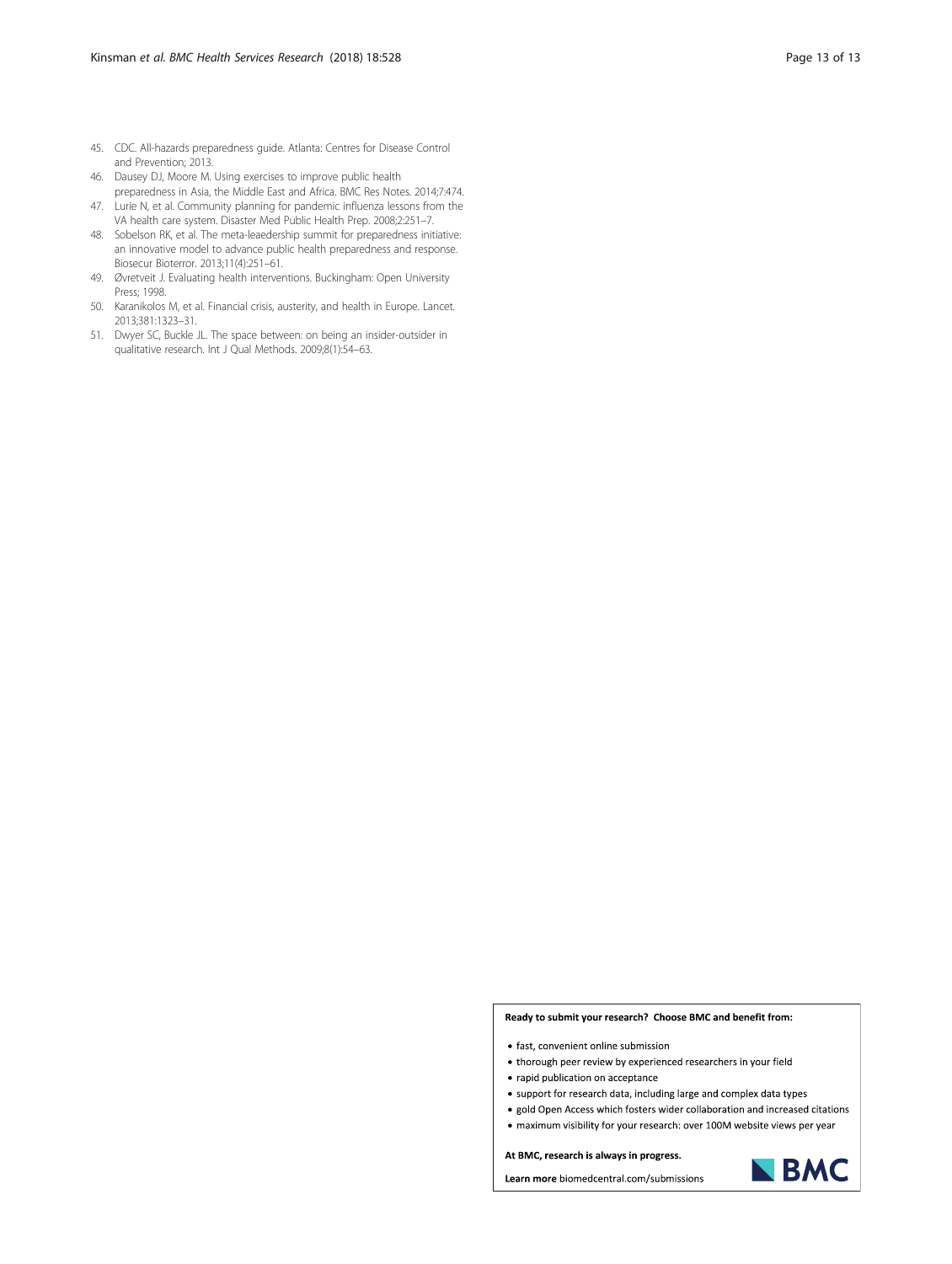45. CDC. All-hazards preparedness guide. Atlanta: Centres for Disease Control and Prevention; 2013.
46. Dausey DJ, Moore M. Using exercises to improve public health preparedness in Asia, the Middle East and Africa. BMC Res Notes. 2014;7:474.
47. Lurie N, et al. Community planning for pandemic influenza lessons from the VA health care system. Disaster Med Public Health Prep. 2008;2:251–7.
48. Sobelson RK, et al. The meta-leaeadership summit for preparedness initiative: an innovative model to advance public health preparedness and response. Biosecur Bioterror. 2013;11(4):251–61.
49. Øvretveit J. Evaluating health interventions. Buckingham: Open University Press; 1998.
50. Karanikolos M, et al. Financial crisis, austerity, and health in Europe. Lancet. 2013;381:1323–31.
51. Dwyer SC, Buckle JL. The space between: on being an insider-outsider in qualitative research. Int J Qual Methods. 2009;8(1):54–63.

**Ready to submit your research? Choose BMC and benefit from:**

- fast, convenient online submission
- thorough peer review by experienced researchers in your field
- rapid publication on acceptance
- support for research data, including large and complex data types
- gold Open Access which fosters wider collaboration and increased citations
- maximum visibility for your research: over 100M website views per year

**At BMC, research is always in progress.**

**Learn more** biomedcentral.com/submissions

BMC